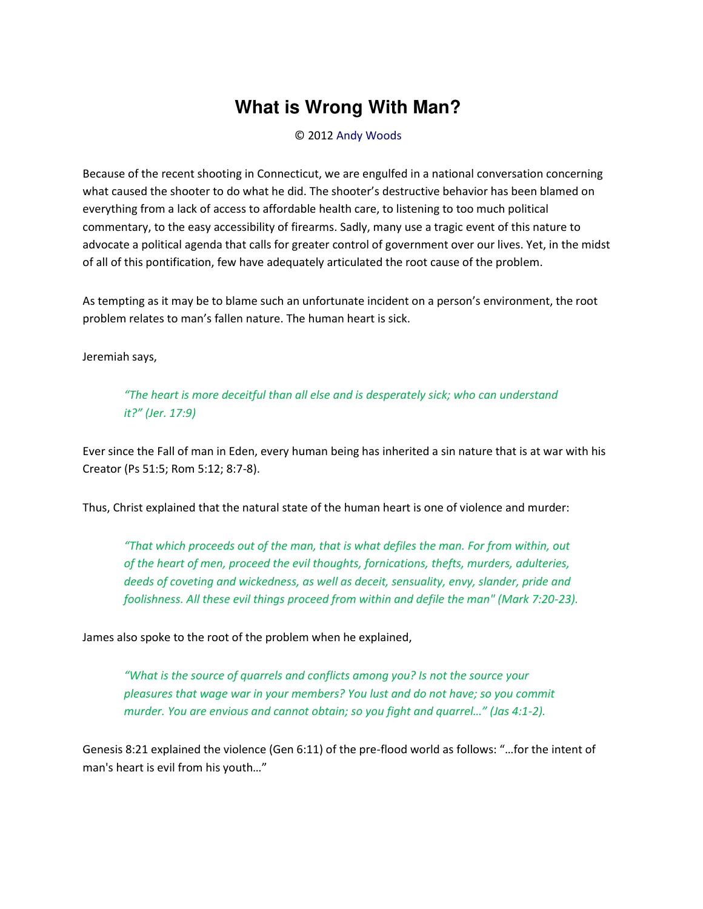# What is Wrong With Man?

© 2012 Andy Woods

Because of the recent shooting in Connecticut, we are engulfed in a national conversation concerning what caused the shooter to do what he did. The shooter's destructive behavior has been blamed on everything from a lack of access to affordable health care, to listening to too much political commentary, to the easy accessibility of firearms. Sadly, many use a tragic event of this nature to advocate a political agenda that calls for greater control of government over our lives. Yet, in the midst of all of this pontification, few have adequately articulated the root cause of the problem.

As tempting as it may be to blame such an unfortunate incident on a person's environment, the root problem relates to man's fallen nature. The human heart is sick.

Jeremiah says,

> *"The heart is more deceitful than all else and is desperately sick; who can understand it?" (Jer. 17:9)*

Ever since the Fall of man in Eden, every human being has inherited a sin nature that is at war with his Creator (Ps 51:5; Rom 5:12; 8:7-8).

Thus, Christ explained that the natural state of the human heart is one of violence and murder:

> *"That which proceeds out of the man, that is what defiles the man. For from within, out of the heart of men, proceed the evil thoughts, fornications, thefts, murders, adulteries, deeds of coveting and wickedness, as well as deceit, sensuality, envy, slander, pride and foolishness. All these evil things proceed from within and defile the man" (Mark 7:20-23).*

James also spoke to the root of the problem when he explained,

> *"What is the source of quarrels and conflicts among you? Is not the source your pleasures that wage war in your members? You lust and do not have; so you commit murder. You are envious and cannot obtain; so you fight and quarrel…" (Jas 4:1-2).*

Genesis 8:21 explained the violence (Gen 6:11) of the pre-flood world as follows: "…for the intent of man's heart is evil from his youth…"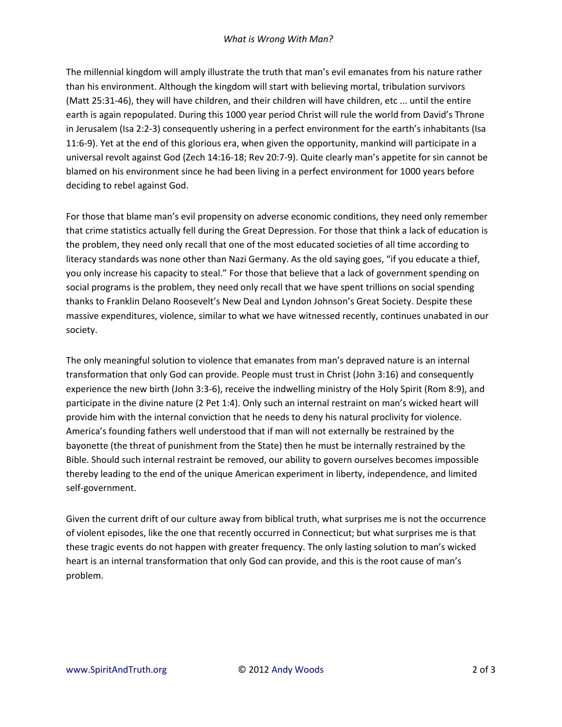The millennial kingdom will amply illustrate the truth that man's evil emanates from his nature rather than his environment. Although the kingdom will start with believing mortal, tribulation survivors (Matt 25:31-46), they will have children, and their children will have children, etc ... until the entire earth is again repopulated. During this 1000 year period Christ will rule the world from David's Throne in Jerusalem (Isa 2:2-3) consequently ushering in a perfect environment for the earth's inhabitants (Isa 11:6-9). Yet at the end of this glorious era, when given the opportunity, mankind will participate in a universal revolt against God (Zech 14:16-18; Rev 20:7-9). Quite clearly man's appetite for sin cannot be blamed on his environment since he had been living in a perfect environment for 1000 years before deciding to rebel against God.

For those that blame man's evil propensity on adverse economic conditions, they need only remember that crime statistics actually fell during the Great Depression. For those that think a lack of education is the problem, they need only recall that one of the most educated societies of all time according to literacy standards was none other than Nazi Germany. As the old saying goes, "if you educate a thief, you only increase his capacity to steal." For those that believe that a lack of government spending on social programs is the problem, they need only recall that we have spent trillions on social spending thanks to Franklin Delano Roosevelt's New Deal and Lyndon Johnson's Great Society. Despite these massive expenditures, violence, similar to what we have witnessed recently, continues unabated in our society.

The only meaningful solution to violence that emanates from man's depraved nature is an internal transformation that only God can provide. People must trust in Christ (John 3:16) and consequently experience the new birth (John 3:3-6), receive the indwelling ministry of the Holy Spirit (Rom 8:9), and participate in the divine nature (2 Pet 1:4). Only such an internal restraint on man's wicked heart will provide him with the internal conviction that he needs to deny his natural proclivity for violence. America's founding fathers well understood that if man will not externally be restrained by the bayonette (the threat of punishment from the State) then he must be internally restrained by the Bible. Should such internal restraint be removed, our ability to govern ourselves becomes impossible thereby leading to the end of the unique American experiment in liberty, independence, and limited self-government.

Given the current drift of our culture away from biblical truth, what surprises me is not the occurrence of violent episodes, like the one that recently occurred in Connecticut; but what surprises me is that these tragic events do not happen with greater frequency. The only lasting solution to man's wicked heart is an internal transformation that only God can provide, and this is the root cause of man's problem.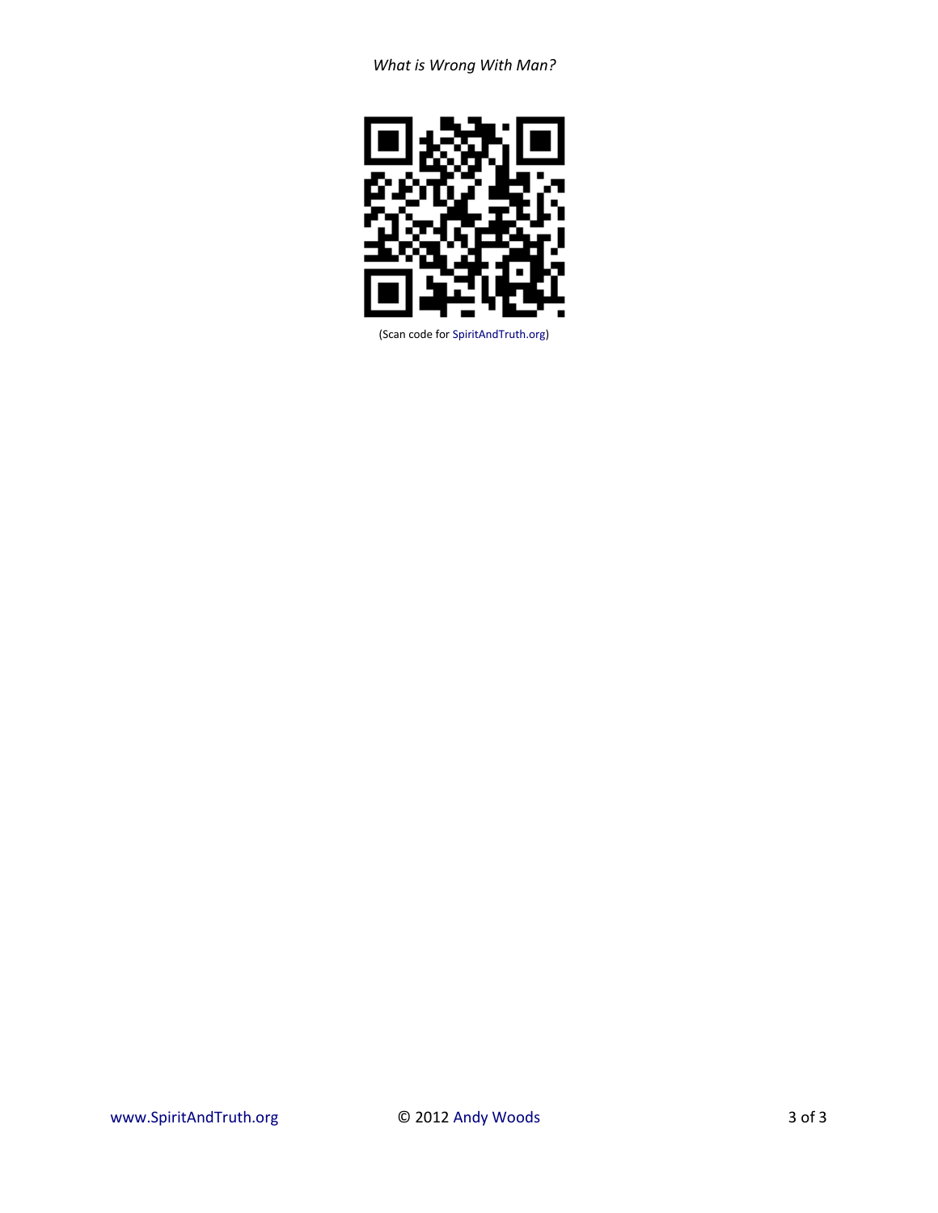(Scan code for SpiritAndTruth.org)